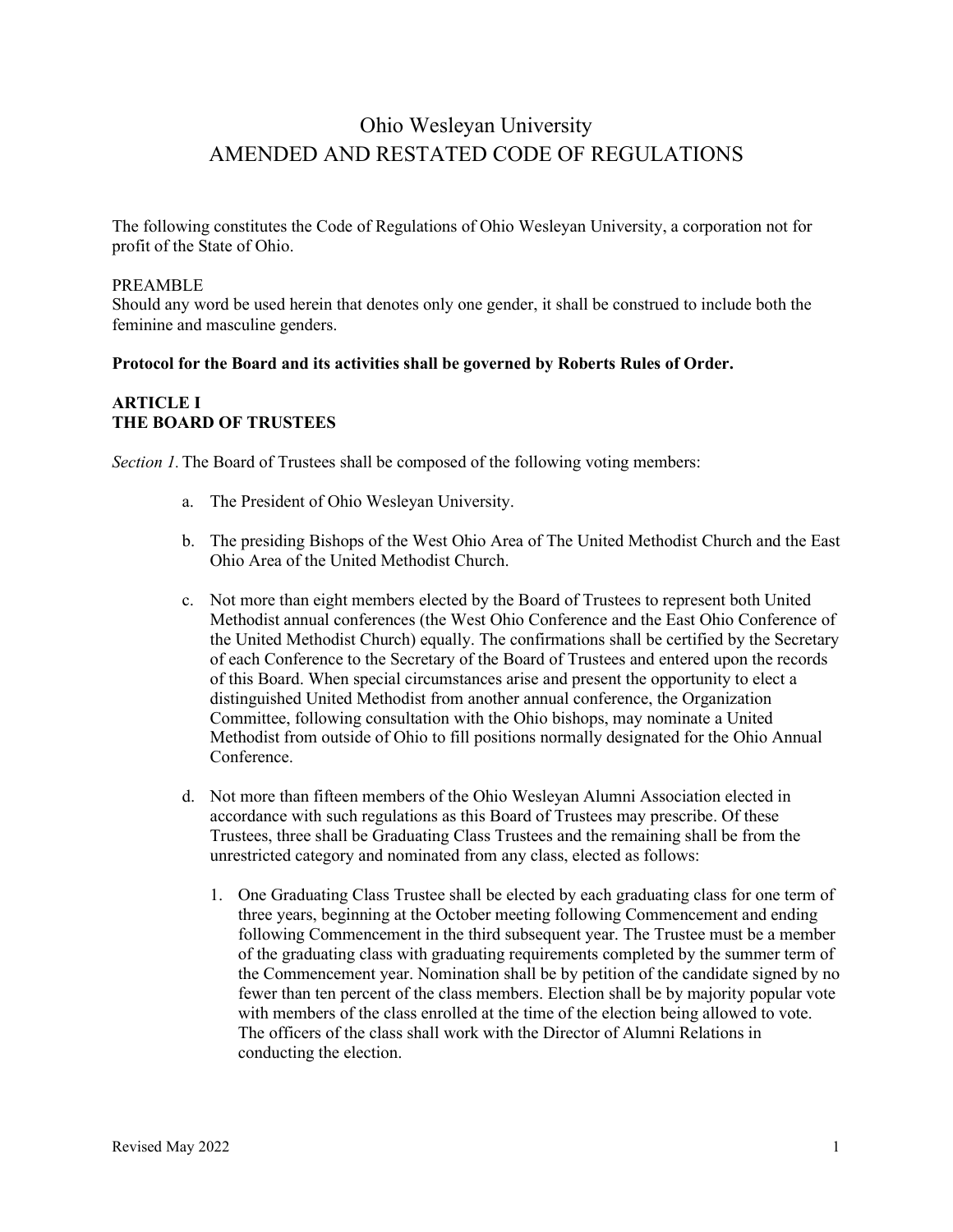# Ohio Wesleyan University
# AMENDED AND RESTATED CODE OF REGULATIONS

The following constitutes the Code of Regulations of Ohio Wesleyan University, a corporation not for profit of the State of Ohio.

PREAMBLE
Should any word be used herein that denotes only one gender, it shall be construed to include both the feminine and masculine genders.

**Protocol for the Board and its activities shall be governed by Roberts Rules of Order.**

## ARTICLE I
## THE BOARD OF TRUSTEES

*Section 1.* The Board of Trustees shall be composed of the following voting members:

a. The President of Ohio Wesleyan University.

b. The presiding Bishops of the West Ohio Area of The United Methodist Church and the East Ohio Area of the United Methodist Church.

c. Not more than eight members elected by the Board of Trustees to represent both United Methodist annual conferences (the West Ohio Conference and the East Ohio Conference of the United Methodist Church) equally. The confirmations shall be certified by the Secretary of each Conference to the Secretary of the Board of Trustees and entered upon the records of this Board. When special circumstances arise and present the opportunity to elect a distinguished United Methodist from another annual conference, the Organization Committee, following consultation with the Ohio bishops, may nominate a United Methodist from outside of Ohio to fill positions normally designated for the Ohio Annual Conference.

d. Not more than fifteen members of the Ohio Wesleyan Alumni Association elected in accordance with such regulations as this Board of Trustees may prescribe. Of these Trustees, three shall be Graduating Class Trustees and the remaining shall be from the unrestricted category and nominated from any class, elected as follows:

    1. One Graduating Class Trustee shall be elected by each graduating class for one term of three years, beginning at the October meeting following Commencement and ending following Commencement in the third subsequent year. The Trustee must be a member of the graduating class with graduating requirements completed by the summer term of the Commencement year. Nomination shall be by petition of the candidate signed by no fewer than ten percent of the class members. Election shall be by majority popular vote with members of the class enrolled at the time of the election being allowed to vote. The officers of the class shall work with the Director of Alumni Relations in conducting the election.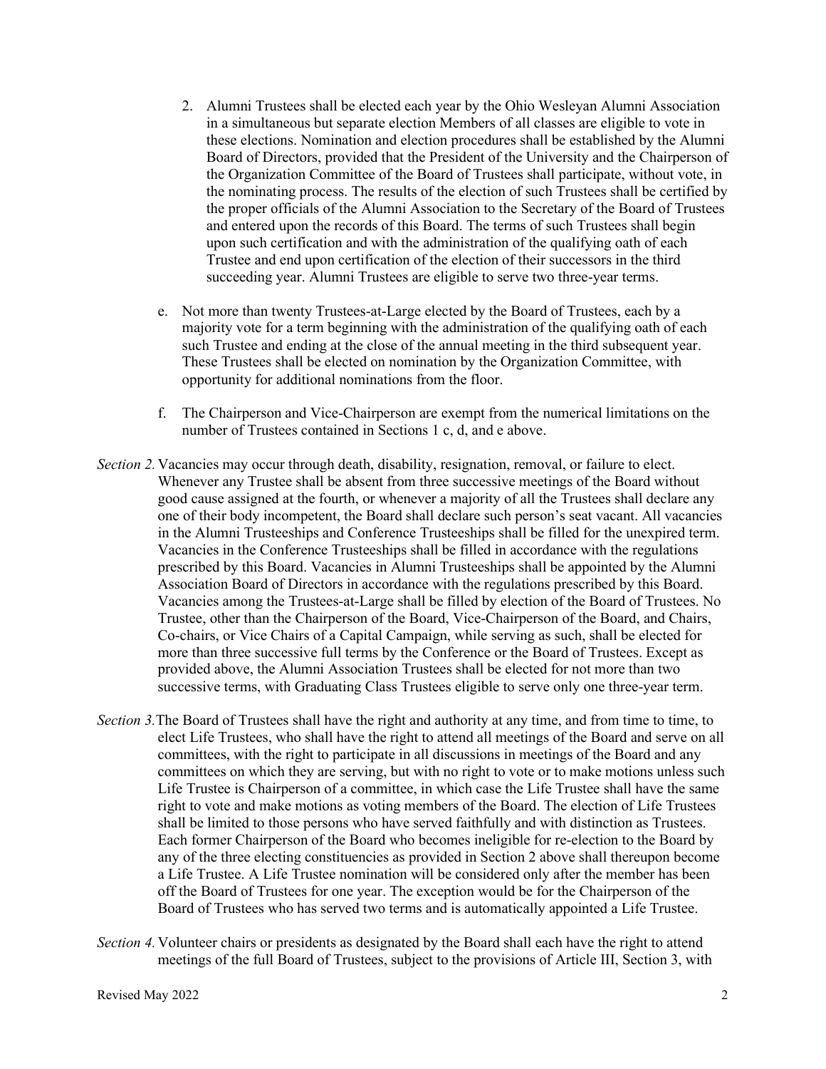2. Alumni Trustees shall be elected each year by the Ohio Wesleyan Alumni Association in a simultaneous but separate election Members of all classes are eligible to vote in these elections. Nomination and election procedures shall be established by the Alumni Board of Directors, provided that the President of the University and the Chairperson of the Organization Committee of the Board of Trustees shall participate, without vote, in the nominating process. The results of the election of such Trustees shall be certified by the proper officials of the Alumni Association to the Secretary of the Board of Trustees and entered upon the records of this Board. The terms of such Trustees shall begin upon such certification and with the administration of the qualifying oath of each Trustee and end upon certification of the election of their successors in the third succeeding year. Alumni Trustees are eligible to serve two three-year terms.

e. Not more than twenty Trustees-at-Large elected by the Board of Trustees, each by a majority vote for a term beginning with the administration of the qualifying oath of each such Trustee and ending at the close of the annual meeting in the third subsequent year. These Trustees shall be elected on nomination by the Organization Committee, with opportunity for additional nominations from the floor.

f. The Chairperson and Vice-Chairperson are exempt from the numerical limitations on the number of Trustees contained in Sections 1 c, d, and e above.

*Section 2.* Vacancies may occur through death, disability, resignation, removal, or failure to elect. Whenever any Trustee shall be absent from three successive meetings of the Board without good cause assigned at the fourth, or whenever a majority of all the Trustees shall declare any one of their body incompetent, the Board shall declare such person's seat vacant. All vacancies in the Alumni Trusteeships and Conference Trusteeships shall be filled for the unexpired term. Vacancies in the Conference Trusteeships shall be filled in accordance with the regulations prescribed by this Board. Vacancies in Alumni Trusteeships shall be appointed by the Alumni Association Board of Directors in accordance with the regulations prescribed by this Board. Vacancies among the Trustees-at-Large shall be filled by election of the Board of Trustees. No Trustee, other than the Chairperson of the Board, Vice-Chairperson of the Board, and Chairs, Co-chairs, or Vice Chairs of a Capital Campaign, while serving as such, shall be elected for more than three successive full terms by the Conference or the Board of Trustees. Except as provided above, the Alumni Association Trustees shall be elected for not more than two successive terms, with Graduating Class Trustees eligible to serve only one three-year term.

*Section 3.* The Board of Trustees shall have the right and authority at any time, and from time to time, to elect Life Trustees, who shall have the right to attend all meetings of the Board and serve on all committees, with the right to participate in all discussions in meetings of the Board and any committees on which they are serving, but with no right to vote or to make motions unless such Life Trustee is Chairperson of a committee, in which case the Life Trustee shall have the same right to vote and make motions as voting members of the Board. The election of Life Trustees shall be limited to those persons who have served faithfully and with distinction as Trustees. Each former Chairperson of the Board who becomes ineligible for re-election to the Board by any of the three electing constituencies as provided in Section 2 above shall thereupon become a Life Trustee. A Life Trustee nomination will be considered only after the member has been off the Board of Trustees for one year. The exception would be for the Chairperson of the Board of Trustees who has served two terms and is automatically appointed a Life Trustee.

*Section 4.* Volunteer chairs or presidents as designated by the Board shall each have the right to attend meetings of the full Board of Trustees, subject to the provisions of Article III, Section 3, with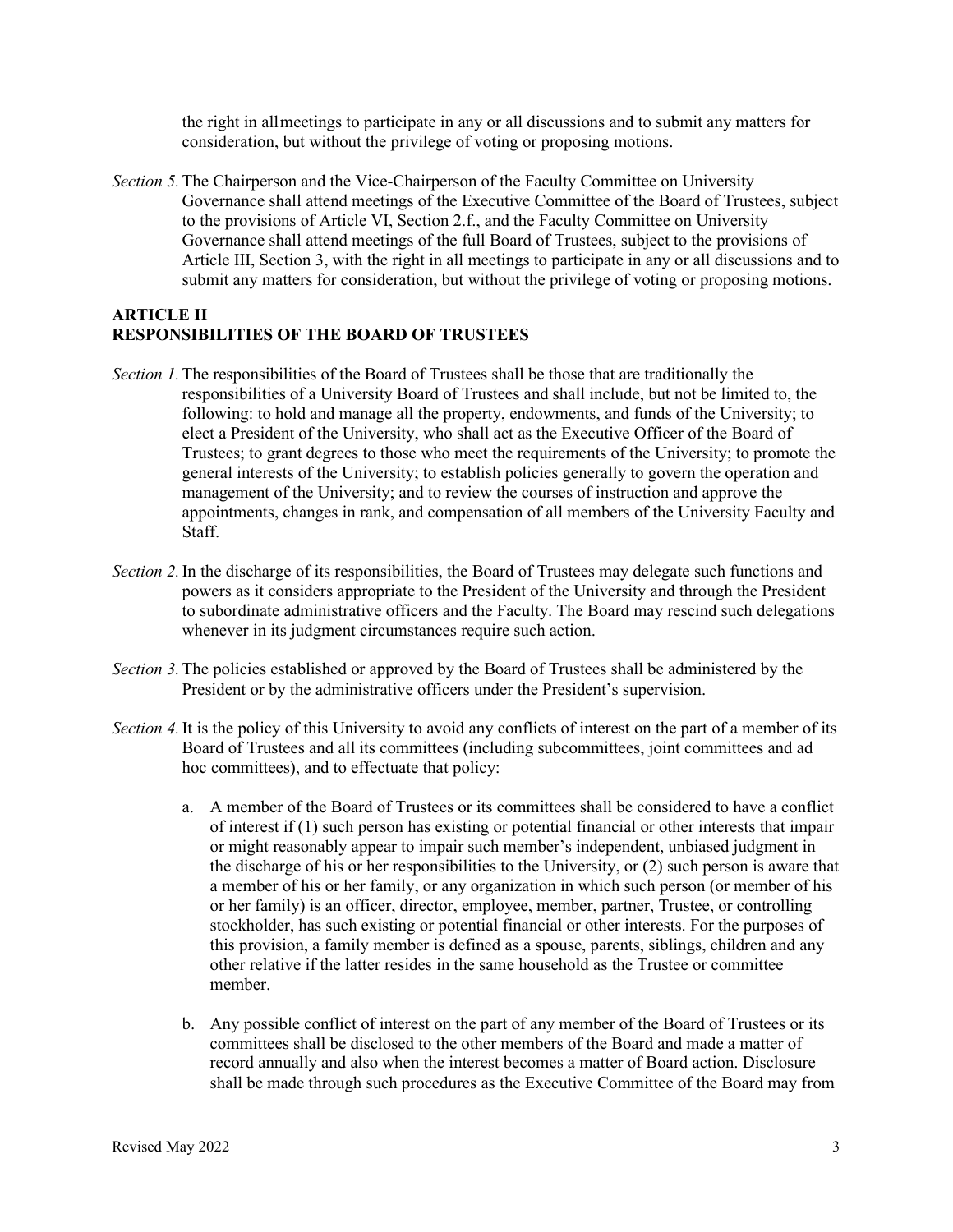the right in all meetings to participate in any or all discussions and to submit any matters for consideration, but without the privilege of voting or proposing motions.

*Section 5.* The Chairperson and the Vice-Chairperson of the Faculty Committee on University Governance shall attend meetings of the Executive Committee of the Board of Trustees, subject to the provisions of Article VI, Section 2.f., and the Faculty Committee on University Governance shall attend meetings of the full Board of Trustees, subject to the provisions of Article III, Section 3, with the right in all meetings to participate in any or all discussions and to submit any matters for consideration, but without the privilege of voting or proposing motions.

## ARTICLE II
## RESPONSIBILITIES OF THE BOARD OF TRUSTEES

*Section 1.* The responsibilities of the Board of Trustees shall be those that are traditionally the responsibilities of a University Board of Trustees and shall include, but not be limited to, the following: to hold and manage all the property, endowments, and funds of the University; to elect a President of the University, who shall act as the Executive Officer of the Board of Trustees; to grant degrees to those who meet the requirements of the University; to promote the general interests of the University; to establish policies generally to govern the operation and management of the University; and to review the courses of instruction and approve the appointments, changes in rank, and compensation of all members of the University Faculty and Staff.

*Section 2.* In the discharge of its responsibilities, the Board of Trustees may delegate such functions and powers as it considers appropriate to the President of the University and through the President to subordinate administrative officers and the Faculty. The Board may rescind such delegations whenever in its judgment circumstances require such action.

*Section 3.* The policies established or approved by the Board of Trustees shall be administered by the President or by the administrative officers under the President's supervision.

*Section 4.* It is the policy of this University to avoid any conflicts of interest on the part of a member of its Board of Trustees and all its committees (including subcommittees, joint committees and ad hoc committees), and to effectuate that policy:

a. A member of the Board of Trustees or its committees shall be considered to have a conflict of interest if (1) such person has existing or potential financial or other interests that impair or might reasonably appear to impair such member's independent, unbiased judgment in the discharge of his or her responsibilities to the University, or (2) such person is aware that a member of his or her family, or any organization in which such person (or member of his or her family) is an officer, director, employee, member, partner, Trustee, or controlling stockholder, has such existing or potential financial or other interests. For the purposes of this provision, a family member is defined as a spouse, parents, siblings, children and any other relative if the latter resides in the same household as the Trustee or committee member.

b. Any possible conflict of interest on the part of any member of the Board of Trustees or its committees shall be disclosed to the other members of the Board and made a matter of record annually and also when the interest becomes a matter of Board action. Disclosure shall be made through such procedures as the Executive Committee of the Board may from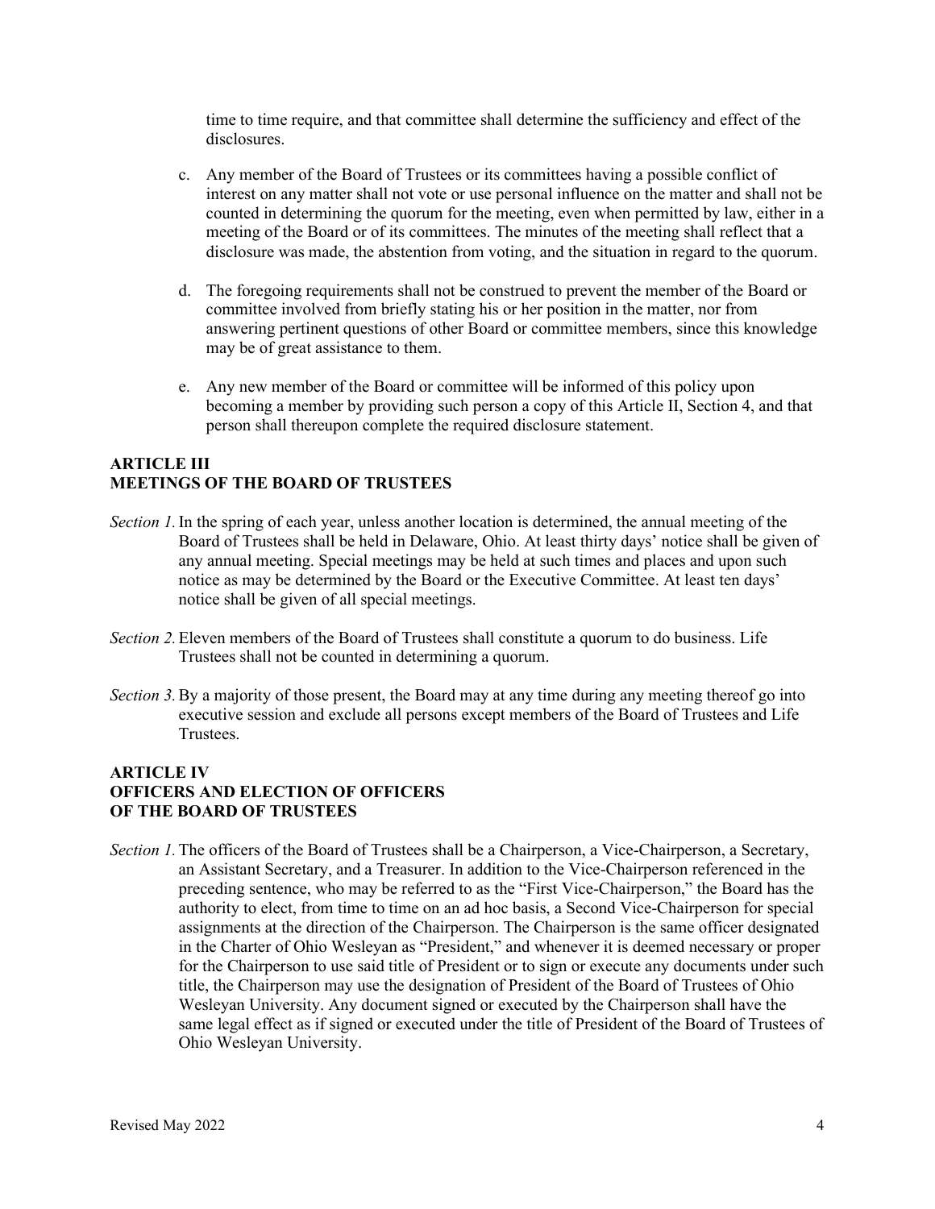time to time require, and that committee shall determine the sufficiency and effect of the disclosures.

c. Any member of the Board of Trustees or its committees having a possible conflict of interest on any matter shall not vote or use personal influence on the matter and shall not be counted in determining the quorum for the meeting, even when permitted by law, either in a meeting of the Board or of its committees. The minutes of the meeting shall reflect that a disclosure was made, the abstention from voting, and the situation in regard to the quorum.

d. The foregoing requirements shall not be construed to prevent the member of the Board or committee involved from briefly stating his or her position in the matter, nor from answering pertinent questions of other Board or committee members, since this knowledge may be of great assistance to them.

e. Any new member of the Board or committee will be informed of this policy upon becoming a member by providing such person a copy of this Article II, Section 4, and that person shall thereupon complete the required disclosure statement.

## ARTICLE III
## MEETINGS OF THE BOARD OF TRUSTEES

*Section 1.* In the spring of each year, unless another location is determined, the annual meeting of the Board of Trustees shall be held in Delaware, Ohio. At least thirty days' notice shall be given of any annual meeting. Special meetings may be held at such times and places and upon such notice as may be determined by the Board or the Executive Committee. At least ten days' notice shall be given of all special meetings.

*Section 2.* Eleven members of the Board of Trustees shall constitute a quorum to do business. Life Trustees shall not be counted in determining a quorum.

*Section 3.* By a majority of those present, the Board may at any time during any meeting thereof go into executive session and exclude all persons except members of the Board of Trustees and Life Trustees.

## ARTICLE IV
## OFFICERS AND ELECTION OF OFFICERS OF THE BOARD OF TRUSTEES

*Section 1.* The officers of the Board of Trustees shall be a Chairperson, a Vice-Chairperson, a Secretary, an Assistant Secretary, and a Treasurer. In addition to the Vice-Chairperson referenced in the preceding sentence, who may be referred to as the "First Vice-Chairperson," the Board has the authority to elect, from time to time on an ad hoc basis, a Second Vice-Chairperson for special assignments at the direction of the Chairperson. The Chairperson is the same officer designated in the Charter of Ohio Wesleyan as "President," and whenever it is deemed necessary or proper for the Chairperson to use said title of President or to sign or execute any documents under such title, the Chairperson may use the designation of President of the Board of Trustees of Ohio Wesleyan University. Any document signed or executed by the Chairperson shall have the same legal effect as if signed or executed under the title of President of the Board of Trustees of Ohio Wesleyan University.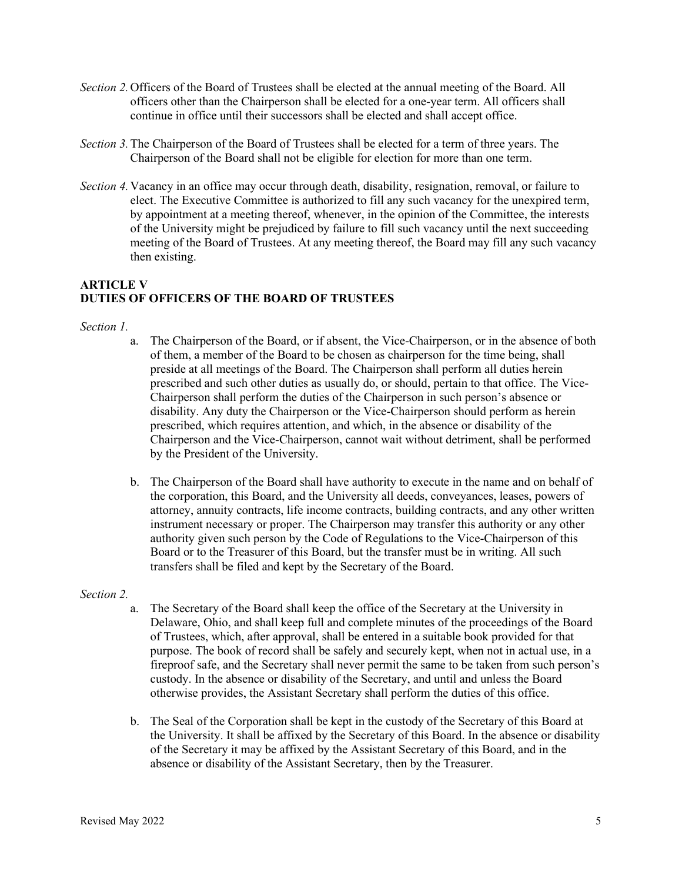*Section 2.* Officers of the Board of Trustees shall be elected at the annual meeting of the Board. All officers other than the Chairperson shall be elected for a one-year term. All officers shall continue in office until their successors shall be elected and shall accept office.

*Section 3.* The Chairperson of the Board of Trustees shall be elected for a term of three years. The Chairperson of the Board shall not be eligible for election for more than one term.

*Section 4.* Vacancy in an office may occur through death, disability, resignation, removal, or failure to elect. The Executive Committee is authorized to fill any such vacancy for the unexpired term, by appointment at a meeting thereof, whenever, in the opinion of the Committee, the interests of the University might be prejudiced by failure to fill such vacancy until the next succeeding meeting of the Board of Trustees. At any meeting thereof, the Board may fill any such vacancy then existing.

## ARTICLE V
## DUTIES OF OFFICERS OF THE BOARD OF TRUSTEES

*Section 1.*

a. The Chairperson of the Board, or if absent, the Vice-Chairperson, or in the absence of both of them, a member of the Board to be chosen as chairperson for the time being, shall preside at all meetings of the Board. The Chairperson shall perform all duties herein prescribed and such other duties as usually do, or should, pertain to that office. The Vice-Chairperson shall perform the duties of the Chairperson in such person's absence or disability. Any duty the Chairperson or the Vice-Chairperson should perform as herein prescribed, which requires attention, and which, in the absence or disability of the Chairperson and the Vice-Chairperson, cannot wait without detriment, shall be performed by the President of the University.

b. The Chairperson of the Board shall have authority to execute in the name and on behalf of the corporation, this Board, and the University all deeds, conveyances, leases, powers of attorney, annuity contracts, life income contracts, building contracts, and any other written instrument necessary or proper. The Chairperson may transfer this authority or any other authority given such person by the Code of Regulations to the Vice-Chairperson of this Board or to the Treasurer of this Board, but the transfer must be in writing. All such transfers shall be filed and kept by the Secretary of the Board.

*Section 2.*

a. The Secretary of the Board shall keep the office of the Secretary at the University in Delaware, Ohio, and shall keep full and complete minutes of the proceedings of the Board of Trustees, which, after approval, shall be entered in a suitable book provided for that purpose. The book of record shall be safely and securely kept, when not in actual use, in a fireproof safe, and the Secretary shall never permit the same to be taken from such person's custody. In the absence or disability of the Secretary, and until and unless the Board otherwise provides, the Assistant Secretary shall perform the duties of this office.

b. The Seal of the Corporation shall be kept in the custody of the Secretary of this Board at the University. It shall be affixed by the Secretary of this Board. In the absence or disability of the Secretary it may be affixed by the Assistant Secretary of this Board, and in the absence or disability of the Assistant Secretary, then by the Treasurer.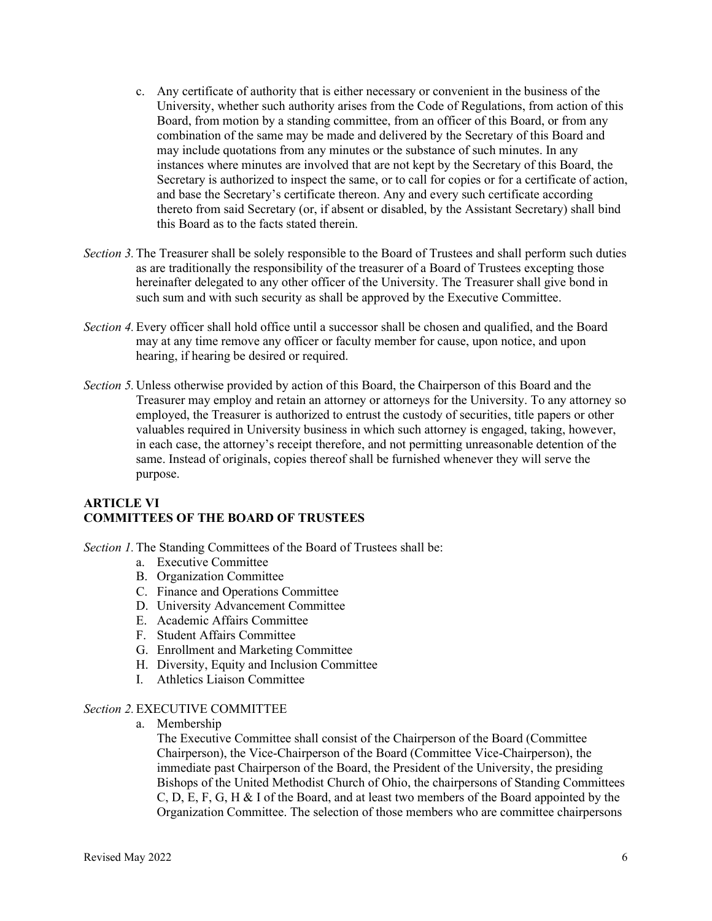c. Any certificate of authority that is either necessary or convenient in the business of the University, whether such authority arises from the Code of Regulations, from action of this Board, from motion by a standing committee, from an officer of this Board, or from any combination of the same may be made and delivered by the Secretary of this Board and may include quotations from any minutes or the substance of such minutes. In any instances where minutes are involved that are not kept by the Secretary of this Board, the Secretary is authorized to inspect the same, or to call for copies or for a certificate of action, and base the Secretary's certificate thereon. Any and every such certificate according thereto from said Secretary (or, if absent or disabled, by the Assistant Secretary) shall bind this Board as to the facts stated therein.

*Section 3.* The Treasurer shall be solely responsible to the Board of Trustees and shall perform such duties as are traditionally the responsibility of the treasurer of a Board of Trustees excepting those hereinafter delegated to any other officer of the University. The Treasurer shall give bond in such sum and with such security as shall be approved by the Executive Committee.

*Section 4.* Every officer shall hold office until a successor shall be chosen and qualified, and the Board may at any time remove any officer or faculty member for cause, upon notice, and upon hearing, if hearing be desired or required.

*Section 5.* Unless otherwise provided by action of this Board, the Chairperson of this Board and the Treasurer may employ and retain an attorney or attorneys for the University. To any attorney so employed, the Treasurer is authorized to entrust the custody of securities, title papers or other valuables required in University business in which such attorney is engaged, taking, however, in each case, the attorney's receipt therefore, and not permitting unreasonable detention of the same. Instead of originals, copies thereof shall be furnished whenever they will serve the purpose.

## ARTICLE VI
## COMMITTEES OF THE BOARD OF TRUSTEES

*Section 1.* The Standing Committees of the Board of Trustees shall be:

a. Executive Committee
B. Organization Committee
C. Finance and Operations Committee
D. University Advancement Committee
E. Academic Affairs Committee
F. Student Affairs Committee
G. Enrollment and Marketing Committee
H. Diversity, Equity and Inclusion Committee
I. Athletics Liaison Committee

*Section 2.* EXECUTIVE COMMITTEE

a. Membership

The Executive Committee shall consist of the Chairperson of the Board (Committee Chairperson), the Vice-Chairperson of the Board (Committee Vice-Chairperson), the immediate past Chairperson of the Board, the President of the University, the presiding Bishops of the United Methodist Church of Ohio, the chairpersons of Standing Committees C, D, E, F, G, H & I of the Board, and at least two members of the Board appointed by the Organization Committee. The selection of those members who are committee chairpersons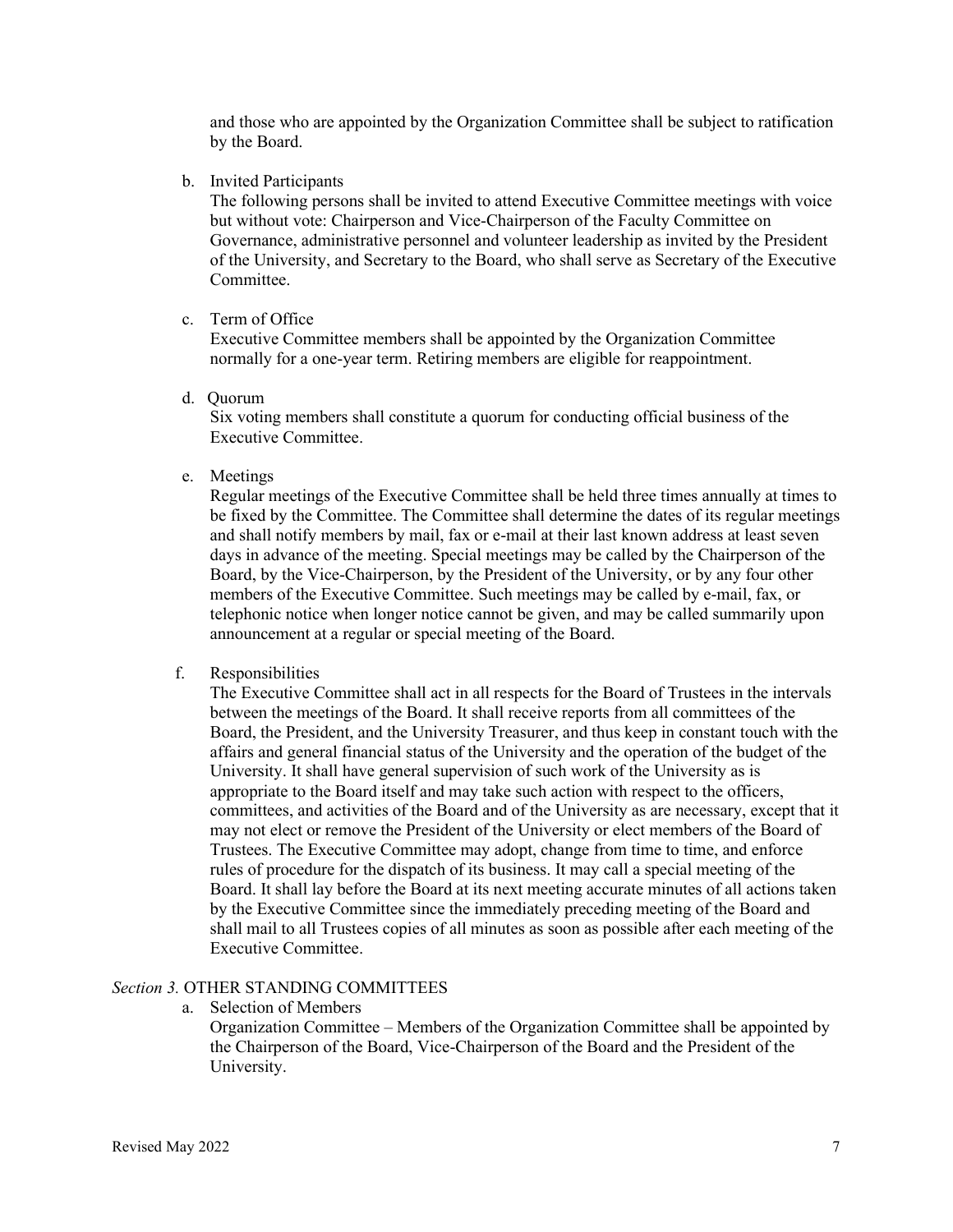and those who are appointed by the Organization Committee shall be subject to ratification by the Board.

b. Invited Participants
The following persons shall be invited to attend Executive Committee meetings with voice but without vote: Chairperson and Vice-Chairperson of the Faculty Committee on Governance, administrative personnel and volunteer leadership as invited by the President of the University, and Secretary to the Board, who shall serve as Secretary of the Executive Committee.

c. Term of Office
Executive Committee members shall be appointed by the Organization Committee normally for a one-year term. Retiring members are eligible for reappointment.

d. Quorum
Six voting members shall constitute a quorum for conducting official business of the Executive Committee.

e. Meetings
Regular meetings of the Executive Committee shall be held three times annually at times to be fixed by the Committee. The Committee shall determine the dates of its regular meetings and shall notify members by mail, fax or e-mail at their last known address at least seven days in advance of the meeting. Special meetings may be called by the Chairperson of the Board, by the Vice-Chairperson, by the President of the University, or by any four other members of the Executive Committee. Such meetings may be called by e-mail, fax, or telephonic notice when longer notice cannot be given, and may be called summarily upon announcement at a regular or special meeting of the Board.

f. Responsibilities
The Executive Committee shall act in all respects for the Board of Trustees in the intervals between the meetings of the Board. It shall receive reports from all committees of the Board, the President, and the University Treasurer, and thus keep in constant touch with the affairs and general financial status of the University and the operation of the budget of the University. It shall have general supervision of such work of the University as is appropriate to the Board itself and may take such action with respect to the officers, committees, and activities of the Board and of the University as are necessary, except that it may not elect or remove the President of the University or elect members of the Board of Trustees. The Executive Committee may adopt, change from time to time, and enforce rules of procedure for the dispatch of its business. It may call a special meeting of the Board. It shall lay before the Board at its next meeting accurate minutes of all actions taken by the Executive Committee since the immediately preceding meeting of the Board and shall mail to all Trustees copies of all minutes as soon as possible after each meeting of the Executive Committee.

*Section 3.* OTHER STANDING COMMITTEES

a. Selection of Members
Organization Committee – Members of the Organization Committee shall be appointed by the Chairperson of the Board, Vice-Chairperson of the Board and the President of the University.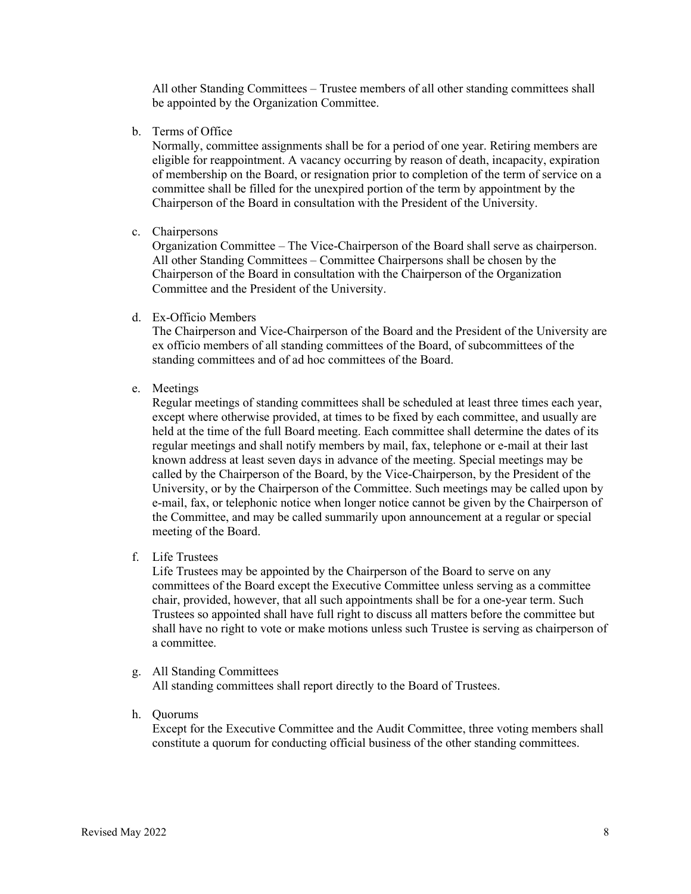All other Standing Committees – Trustee members of all other standing committees shall be appointed by the Organization Committee.

b. Terms of Office

Normally, committee assignments shall be for a period of one year. Retiring members are eligible for reappointment. A vacancy occurring by reason of death, incapacity, expiration of membership on the Board, or resignation prior to completion of the term of service on a committee shall be filled for the unexpired portion of the term by appointment by the Chairperson of the Board in consultation with the President of the University.

c. Chairpersons

Organization Committee – The Vice-Chairperson of the Board shall serve as chairperson. All other Standing Committees – Committee Chairpersons shall be chosen by the Chairperson of the Board in consultation with the Chairperson of the Organization Committee and the President of the University.

d. Ex-Officio Members

The Chairperson and Vice-Chairperson of the Board and the President of the University are ex officio members of all standing committees of the Board, of subcommittees of the standing committees and of ad hoc committees of the Board.

e. Meetings

Regular meetings of standing committees shall be scheduled at least three times each year, except where otherwise provided, at times to be fixed by each committee, and usually are held at the time of the full Board meeting. Each committee shall determine the dates of its regular meetings and shall notify members by mail, fax, telephone or e-mail at their last known address at least seven days in advance of the meeting. Special meetings may be called by the Chairperson of the Board, by the Vice-Chairperson, by the President of the University, or by the Chairperson of the Committee. Such meetings may be called upon by e-mail, fax, or telephonic notice when longer notice cannot be given by the Chairperson of the Committee, and may be called summarily upon announcement at a regular or special meeting of the Board.

f. Life Trustees

Life Trustees may be appointed by the Chairperson of the Board to serve on any committees of the Board except the Executive Committee unless serving as a committee chair, provided, however, that all such appointments shall be for a one-year term. Such Trustees so appointed shall have full right to discuss all matters before the committee but shall have no right to vote or make motions unless such Trustee is serving as chairperson of a committee.

g. All Standing Committees

All standing committees shall report directly to the Board of Trustees.

h. Quorums

Except for the Executive Committee and the Audit Committee, three voting members shall constitute a quorum for conducting official business of the other standing committees.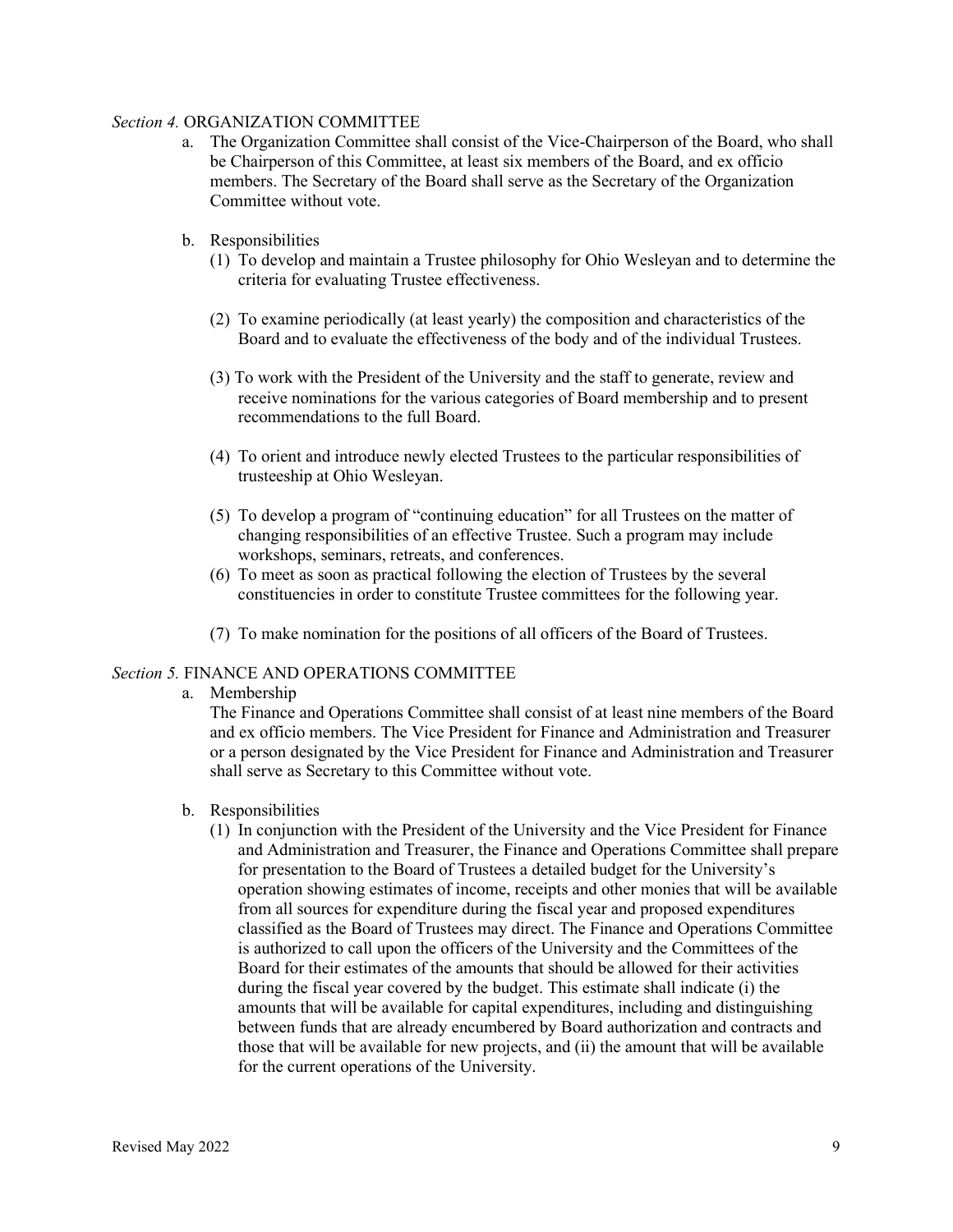*Section 4.* ORGANIZATION COMMITTEE

a. The Organization Committee shall consist of the Vice-Chairperson of the Board, who shall be Chairperson of this Committee, at least six members of the Board, and ex officio members. The Secretary of the Board shall serve as the Secretary of the Organization Committee without vote.

b. Responsibilities

   (1) To develop and maintain a Trustee philosophy for Ohio Wesleyan and to determine the criteria for evaluating Trustee effectiveness.

   (2) To examine periodically (at least yearly) the composition and characteristics of the Board and to evaluate the effectiveness of the body and of the individual Trustees.

   (3) To work with the President of the University and the staff to generate, review and receive nominations for the various categories of Board membership and to present recommendations to the full Board.

   (4) To orient and introduce newly elected Trustees to the particular responsibilities of trusteeship at Ohio Wesleyan.

   (5) To develop a program of "continuing education" for all Trustees on the matter of changing responsibilities of an effective Trustee. Such a program may include workshops, seminars, retreats, and conferences.

   (6) To meet as soon as practical following the election of Trustees by the several constituencies in order to constitute Trustee committees for the following year.

   (7) To make nomination for the positions of all officers of the Board of Trustees.

*Section 5.* FINANCE AND OPERATIONS COMMITTEE

a. Membership

   The Finance and Operations Committee shall consist of at least nine members of the Board and ex officio members. The Vice President for Finance and Administration and Treasurer or a person designated by the Vice President for Finance and Administration and Treasurer shall serve as Secretary to this Committee without vote.

b. Responsibilities

   (1) In conjunction with the President of the University and the Vice President for Finance and Administration and Treasurer, the Finance and Operations Committee shall prepare for presentation to the Board of Trustees a detailed budget for the University's operation showing estimates of income, receipts and other monies that will be available from all sources for expenditure during the fiscal year and proposed expenditures classified as the Board of Trustees may direct. The Finance and Operations Committee is authorized to call upon the officers of the University and the Committees of the Board for their estimates of the amounts that should be allowed for their activities during the fiscal year covered by the budget. This estimate shall indicate (i) the amounts that will be available for capital expenditures, including and distinguishing between funds that are already encumbered by Board authorization and contracts and those that will be available for new projects, and (ii) the amount that will be available for the current operations of the University.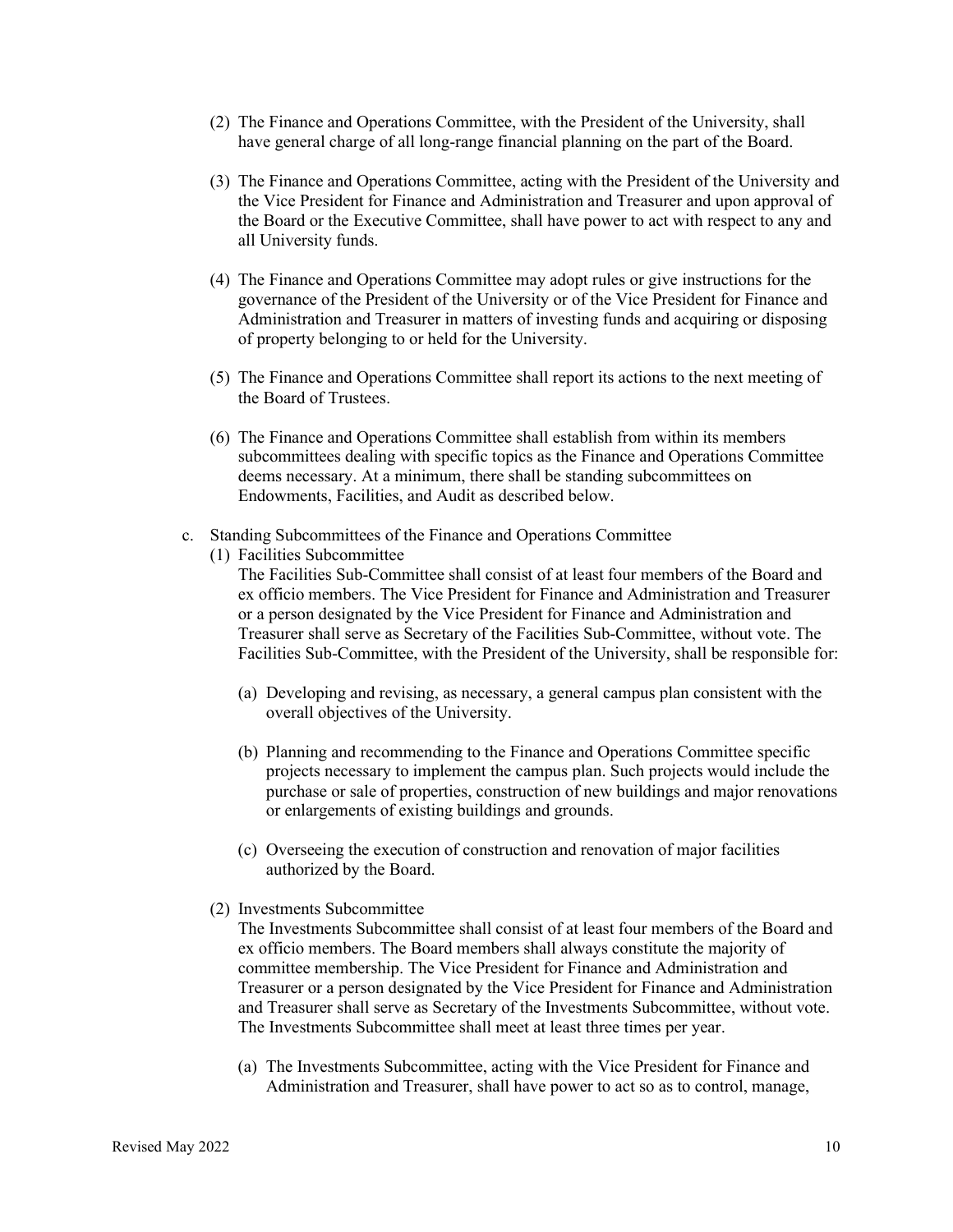(2) The Finance and Operations Committee, with the President of the University, shall have general charge of all long-range financial planning on the part of the Board.

(3) The Finance and Operations Committee, acting with the President of the University and the Vice President for Finance and Administration and Treasurer and upon approval of the Board or the Executive Committee, shall have power to act with respect to any and all University funds.

(4) The Finance and Operations Committee may adopt rules or give instructions for the governance of the President of the University or of the Vice President for Finance and Administration and Treasurer in matters of investing funds and acquiring or disposing of property belonging to or held for the University.

(5) The Finance and Operations Committee shall report its actions to the next meeting of the Board of Trustees.

(6) The Finance and Operations Committee shall establish from within its members subcommittees dealing with specific topics as the Finance and Operations Committee deems necessary. At a minimum, there shall be standing subcommittees on Endowments, Facilities, and Audit as described below.

c. Standing Subcommittees of the Finance and Operations Committee

(1) Facilities Subcommittee

The Facilities Sub-Committee shall consist of at least four members of the Board and ex officio members. The Vice President for Finance and Administration and Treasurer or a person designated by the Vice President for Finance and Administration and Treasurer shall serve as Secretary of the Facilities Sub-Committee, without vote. The Facilities Sub-Committee, with the President of the University, shall be responsible for:

(a) Developing and revising, as necessary, a general campus plan consistent with the overall objectives of the University.

(b) Planning and recommending to the Finance and Operations Committee specific projects necessary to implement the campus plan. Such projects would include the purchase or sale of properties, construction of new buildings and major renovations or enlargements of existing buildings and grounds.

(c) Overseeing the execution of construction and renovation of major facilities authorized by the Board.

(2) Investments Subcommittee

The Investments Subcommittee shall consist of at least four members of the Board and ex officio members. The Board members shall always constitute the majority of committee membership. The Vice President for Finance and Administration and Treasurer or a person designated by the Vice President for Finance and Administration and Treasurer shall serve as Secretary of the Investments Subcommittee, without vote. The Investments Subcommittee shall meet at least three times per year.

(a) The Investments Subcommittee, acting with the Vice President for Finance and Administration and Treasurer, shall have power to act so as to control, manage,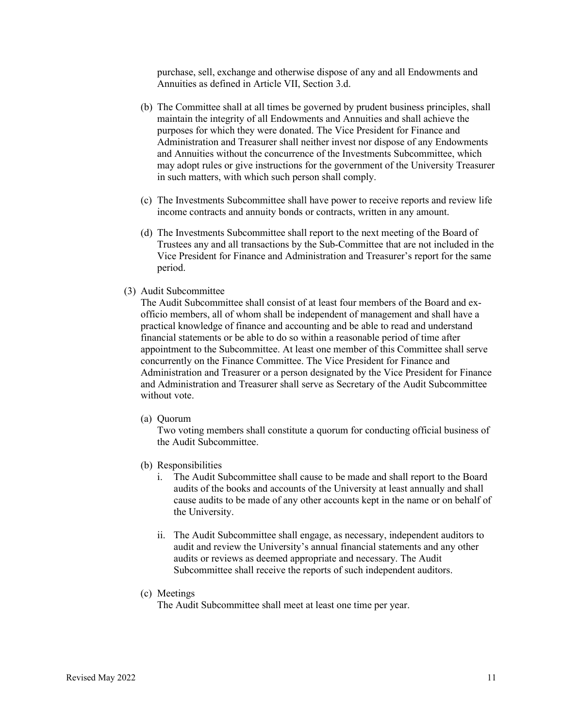purchase, sell, exchange and otherwise dispose of any and all Endowments and Annuities as defined in Article VII, Section 3.d.

(b) The Committee shall at all times be governed by prudent business principles, shall maintain the integrity of all Endowments and Annuities and shall achieve the purposes for which they were donated. The Vice President for Finance and Administration and Treasurer shall neither invest nor dispose of any Endowments and Annuities without the concurrence of the Investments Subcommittee, which may adopt rules or give instructions for the government of the University Treasurer in such matters, with which such person shall comply.

(c) The Investments Subcommittee shall have power to receive reports and review life income contracts and annuity bonds or contracts, written in any amount.

(d) The Investments Subcommittee shall report to the next meeting of the Board of Trustees any and all transactions by the Sub-Committee that are not included in the Vice President for Finance and Administration and Treasurer's report for the same period.

(3) Audit Subcommittee

The Audit Subcommittee shall consist of at least four members of the Board and ex-officio members, all of whom shall be independent of management and shall have a practical knowledge of finance and accounting and be able to read and understand financial statements or be able to do so within a reasonable period of time after appointment to the Subcommittee. At least one member of this Committee shall serve concurrently on the Finance Committee. The Vice President for Finance and Administration and Treasurer or a person designated by the Vice President for Finance and Administration and Treasurer shall serve as Secretary of the Audit Subcommittee without vote.

(a) Quorum

Two voting members shall constitute a quorum for conducting official business of the Audit Subcommittee.

(b) Responsibilities

i. The Audit Subcommittee shall cause to be made and shall report to the Board audits of the books and accounts of the University at least annually and shall cause audits to be made of any other accounts kept in the name or on behalf of the University.

ii. The Audit Subcommittee shall engage, as necessary, independent auditors to audit and review the University's annual financial statements and any other audits or reviews as deemed appropriate and necessary. The Audit Subcommittee shall receive the reports of such independent auditors.

(c) Meetings

The Audit Subcommittee shall meet at least one time per year.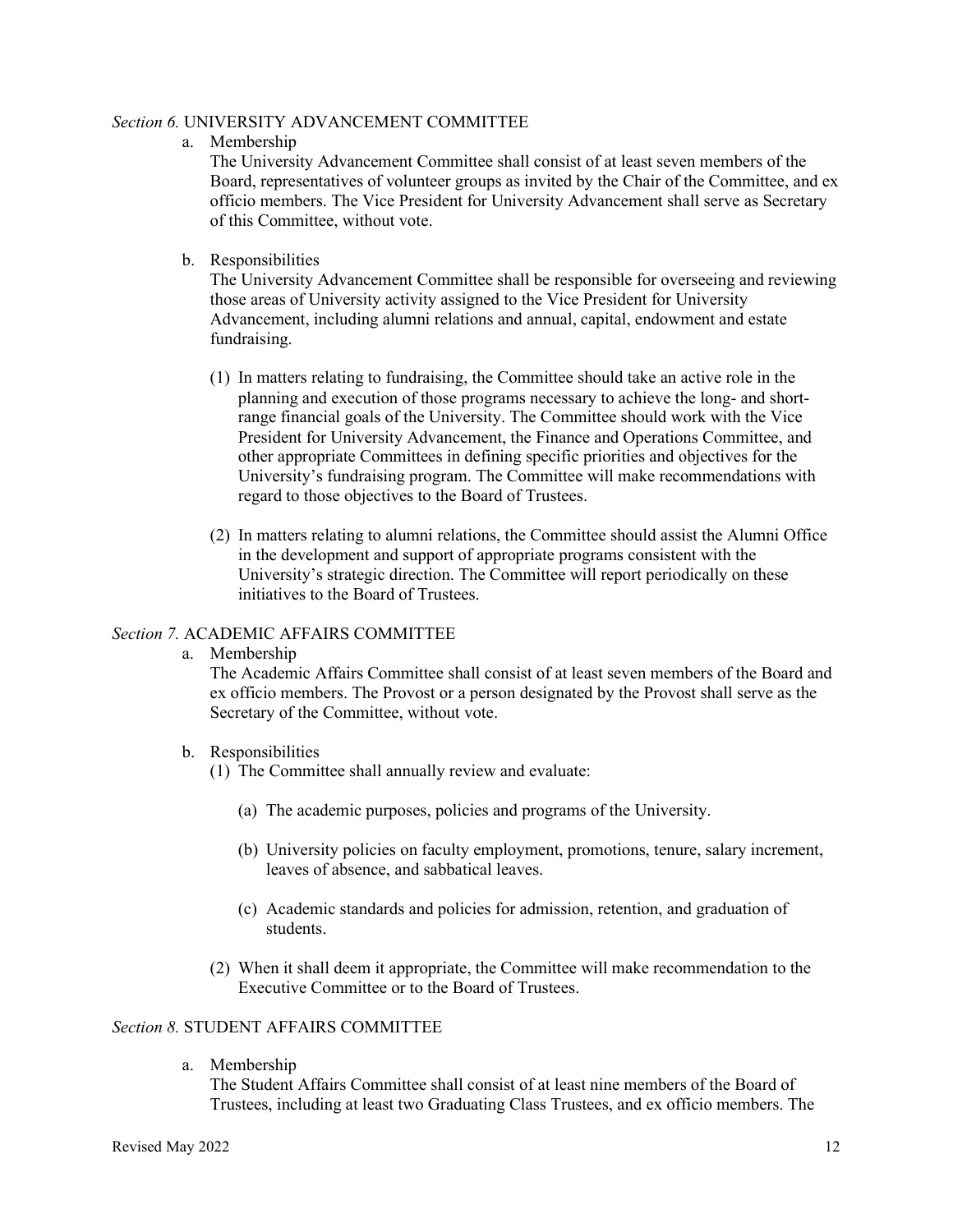*Section 6.* UNIVERSITY ADVANCEMENT COMMITTEE

a. Membership

The University Advancement Committee shall consist of at least seven members of the Board, representatives of volunteer groups as invited by the Chair of the Committee, and ex officio members. The Vice President for University Advancement shall serve as Secretary of this Committee, without vote.

b. Responsibilities

The University Advancement Committee shall be responsible for overseeing and reviewing those areas of University activity assigned to the Vice President for University Advancement, including alumni relations and annual, capital, endowment and estate fundraising.

(1) In matters relating to fundraising, the Committee should take an active role in the planning and execution of those programs necessary to achieve the long- and short-range financial goals of the University. The Committee should work with the Vice President for University Advancement, the Finance and Operations Committee, and other appropriate Committees in defining specific priorities and objectives for the University's fundraising program. The Committee will make recommendations with regard to those objectives to the Board of Trustees.

(2) In matters relating to alumni relations, the Committee should assist the Alumni Office in the development and support of appropriate programs consistent with the University's strategic direction. The Committee will report periodically on these initiatives to the Board of Trustees.

*Section 7.* ACADEMIC AFFAIRS COMMITTEE

a. Membership

The Academic Affairs Committee shall consist of at least seven members of the Board and ex officio members. The Provost or a person designated by the Provost shall serve as the Secretary of the Committee, without vote.

b. Responsibilities

(1) The Committee shall annually review and evaluate:

(a) The academic purposes, policies and programs of the University.

(b) University policies on faculty employment, promotions, tenure, salary increment, leaves of absence, and sabbatical leaves.

(c) Academic standards and policies for admission, retention, and graduation of students.

(2) When it shall deem it appropriate, the Committee will make recommendation to the Executive Committee or to the Board of Trustees.

*Section 8.* STUDENT AFFAIRS COMMITTEE

a. Membership

The Student Affairs Committee shall consist of at least nine members of the Board of Trustees, including at least two Graduating Class Trustees, and ex officio members. The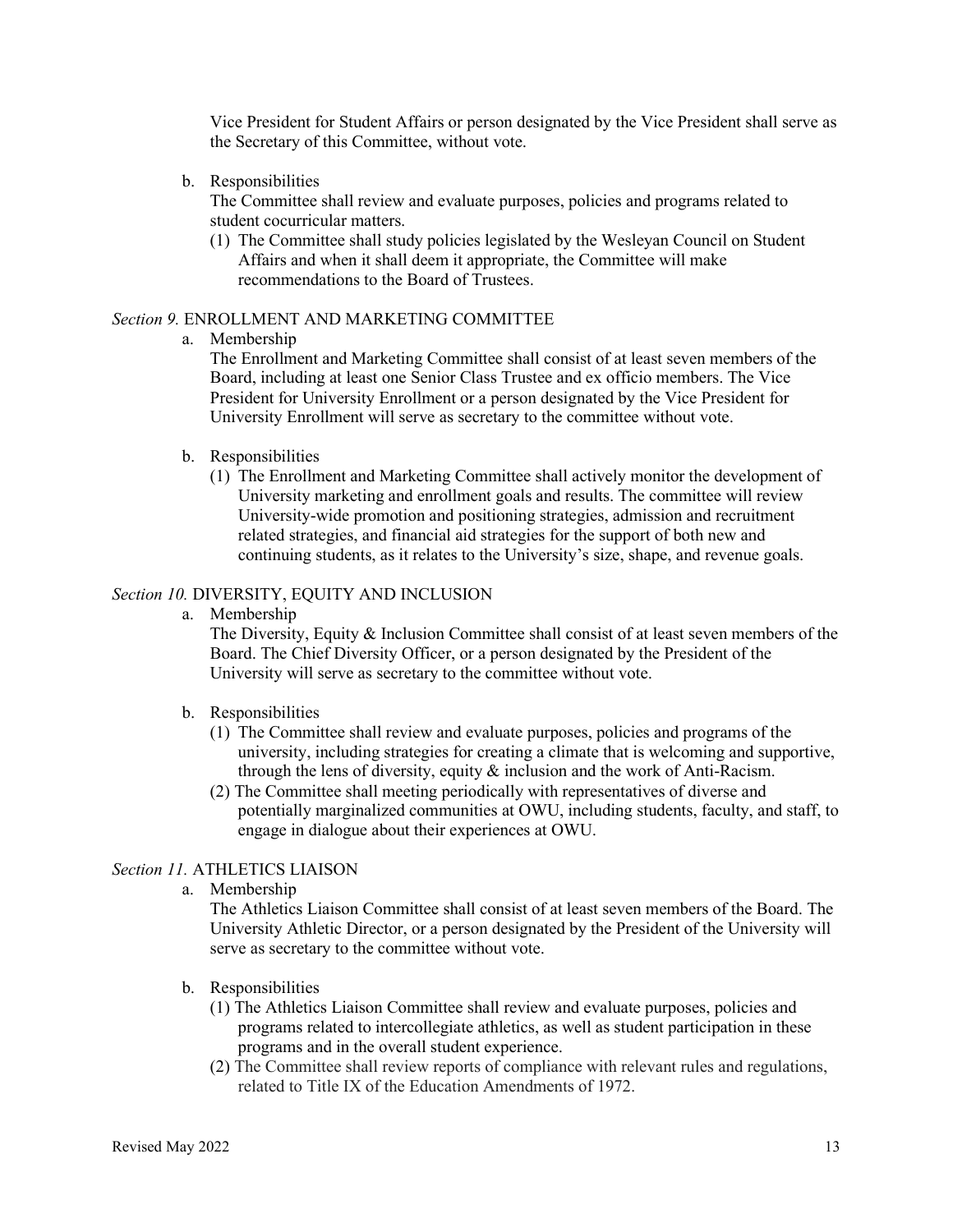Vice President for Student Affairs or person designated by the Vice President shall serve as the Secretary of this Committee, without vote.

b. Responsibilities

   The Committee shall review and evaluate purposes, policies and programs related to student cocurricular matters.

   (1) The Committee shall study policies legislated by the Wesleyan Council on Student Affairs and when it shall deem it appropriate, the Committee will make recommendations to the Board of Trustees.

*Section 9.* ENROLLMENT AND MARKETING COMMITTEE

a. Membership

   The Enrollment and Marketing Committee shall consist of at least seven members of the Board, including at least one Senior Class Trustee and ex officio members. The Vice President for University Enrollment or a person designated by the Vice President for University Enrollment will serve as secretary to the committee without vote.

b. Responsibilities

   (1) The Enrollment and Marketing Committee shall actively monitor the development of University marketing and enrollment goals and results. The committee will review University-wide promotion and positioning strategies, admission and recruitment related strategies, and financial aid strategies for the support of both new and continuing students, as it relates to the University's size, shape, and revenue goals.

*Section 10.* DIVERSITY, EQUITY AND INCLUSION

a. Membership

   The Diversity, Equity & Inclusion Committee shall consist of at least seven members of the Board. The Chief Diversity Officer, or a person designated by the President of the University will serve as secretary to the committee without vote.

b. Responsibilities

   (1) The Committee shall review and evaluate purposes, policies and programs of the university, including strategies for creating a climate that is welcoming and supportive, through the lens of diversity, equity & inclusion and the work of Anti-Racism.

   (2) The Committee shall meeting periodically with representatives of diverse and potentially marginalized communities at OWU, including students, faculty, and staff, to engage in dialogue about their experiences at OWU.

*Section 11.* ATHLETICS LIAISON

a. Membership

   The Athletics Liaison Committee shall consist of at least seven members of the Board. The University Athletic Director, or a person designated by the President of the University will serve as secretary to the committee without vote.

b. Responsibilities

   (1) The Athletics Liaison Committee shall review and evaluate purposes, policies and programs related to intercollegiate athletics, as well as student participation in these programs and in the overall student experience.

   (2) The Committee shall review reports of compliance with relevant rules and regulations, related to Title IX of the Education Amendments of 1972.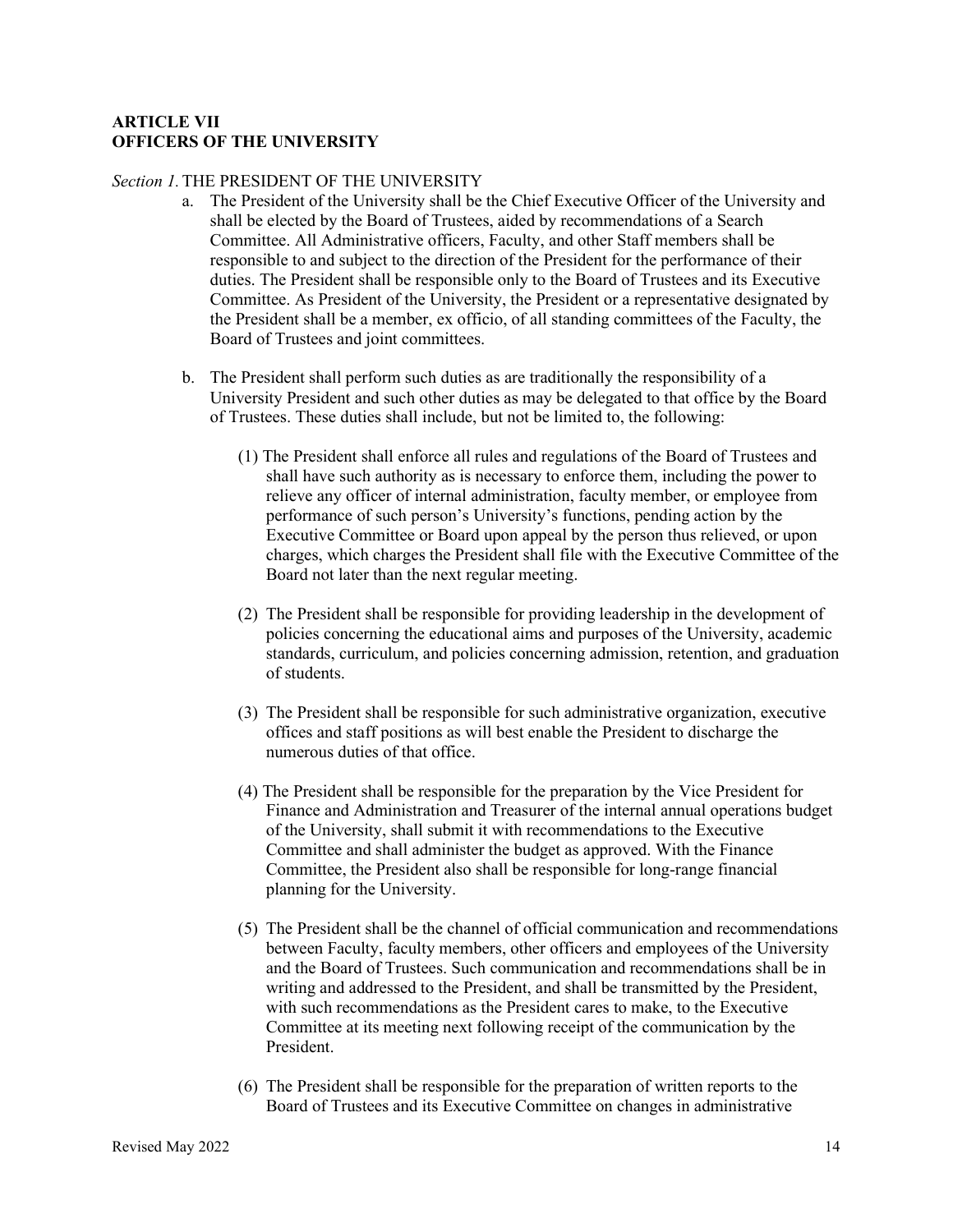## ARTICLE VII
## OFFICERS OF THE UNIVERSITY

*Section 1.* THE PRESIDENT OF THE UNIVERSITY

a. The President of the University shall be the Chief Executive Officer of the University and shall be elected by the Board of Trustees, aided by recommendations of a Search Committee. All Administrative officers, Faculty, and other Staff members shall be responsible to and subject to the direction of the President for the performance of their duties. The President shall be responsible only to the Board of Trustees and its Executive Committee. As President of the University, the President or a representative designated by the President shall be a member, ex officio, of all standing committees of the Faculty, the Board of Trustees and joint committees.

b. The President shall perform such duties as are traditionally the responsibility of a University President and such other duties as may be delegated to that office by the Board of Trustees. These duties shall include, but not be limited to, the following:

   (1) The President shall enforce all rules and regulations of the Board of Trustees and shall have such authority as is necessary to enforce them, including the power to relieve any officer of internal administration, faculty member, or employee from performance of such person's University's functions, pending action by the Executive Committee or Board upon appeal by the person thus relieved, or upon charges, which charges the President shall file with the Executive Committee of the Board not later than the next regular meeting.

   (2) The President shall be responsible for providing leadership in the development of policies concerning the educational aims and purposes of the University, academic standards, curriculum, and policies concerning admission, retention, and graduation of students.

   (3) The President shall be responsible for such administrative organization, executive offices and staff positions as will best enable the President to discharge the numerous duties of that office.

   (4) The President shall be responsible for the preparation by the Vice President for Finance and Administration and Treasurer of the internal annual operations budget of the University, shall submit it with recommendations to the Executive Committee and shall administer the budget as approved. With the Finance Committee, the President also shall be responsible for long-range financial planning for the University.

   (5) The President shall be the channel of official communication and recommendations between Faculty, faculty members, other officers and employees of the University and the Board of Trustees. Such communication and recommendations shall be in writing and addressed to the President, and shall be transmitted by the President, with such recommendations as the President cares to make, to the Executive Committee at its meeting next following receipt of the communication by the President.

   (6) The President shall be responsible for the preparation of written reports to the Board of Trustees and its Executive Committee on changes in administrative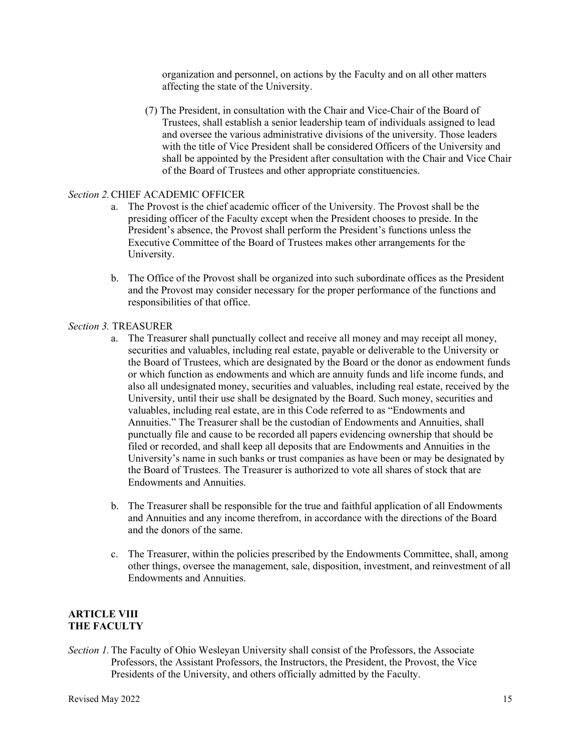organization and personnel, on actions by the Faculty and on all other matters affecting the state of the University.

(7) The President, in consultation with the Chair and Vice-Chair of the Board of Trustees, shall establish a senior leadership team of individuals assigned to lead and oversee the various administrative divisions of the university. Those leaders with the title of Vice President shall be considered Officers of the University and shall be appointed by the President after consultation with the Chair and Vice Chair of the Board of Trustees and other appropriate constituencies.

*Section 2.* CHIEF ACADEMIC OFFICER

a. The Provost is the chief academic officer of the University. The Provost shall be the presiding officer of the Faculty except when the President chooses to preside. In the President's absence, the Provost shall perform the President's functions unless the Executive Committee of the Board of Trustees makes other arrangements for the University.

b. The Office of the Provost shall be organized into such subordinate offices as the President and the Provost may consider necessary for the proper performance of the functions and responsibilities of that office.

*Section 3.* TREASURER

a. The Treasurer shall punctually collect and receive all money and may receipt all money, securities and valuables, including real estate, payable or deliverable to the University or the Board of Trustees, which are designated by the Board or the donor as endowment funds or which function as endowments and which are annuity funds and life income funds, and also all undesignated money, securities and valuables, including real estate, received by the University, until their use shall be designated by the Board. Such money, securities and valuables, including real estate, are in this Code referred to as "Endowments and Annuities." The Treasurer shall be the custodian of Endowments and Annuities, shall punctually file and cause to be recorded all papers evidencing ownership that should be filed or recorded, and shall keep all deposits that are Endowments and Annuities in the University's name in such banks or trust companies as have been or may be designated by the Board of Trustees. The Treasurer is authorized to vote all shares of stock that are Endowments and Annuities.

b. The Treasurer shall be responsible for the true and faithful application of all Endowments and Annuities and any income therefrom, in accordance with the directions of the Board and the donors of the same.

c. The Treasurer, within the policies prescribed by the Endowments Committee, shall, among other things, oversee the management, sale, disposition, investment, and reinvestment of all Endowments and Annuities.

## ARTICLE VIII
## THE FACULTY

*Section 1.* The Faculty of Ohio Wesleyan University shall consist of the Professors, the Associate Professors, the Assistant Professors, the Instructors, the President, the Provost, the Vice Presidents of the University, and others officially admitted by the Faculty.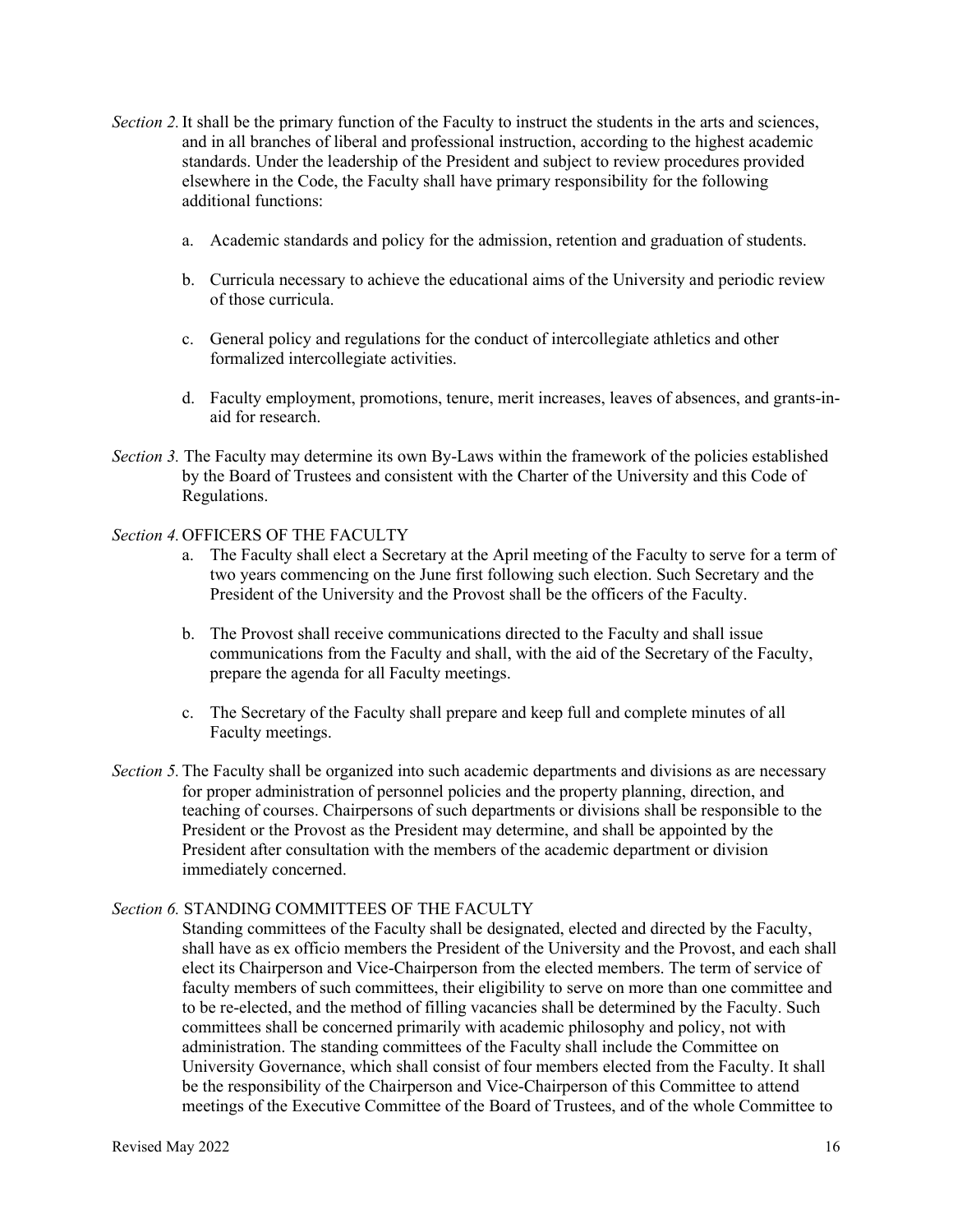*Section 2.* It shall be the primary function of the Faculty to instruct the students in the arts and sciences, and in all branches of liberal and professional instruction, according to the highest academic standards. Under the leadership of the President and subject to review procedures provided elsewhere in the Code, the Faculty shall have primary responsibility for the following additional functions:

a. Academic standards and policy for the admission, retention and graduation of students.

b. Curricula necessary to achieve the educational aims of the University and periodic review of those curricula.

c. General policy and regulations for the conduct of intercollegiate athletics and other formalized intercollegiate activities.

d. Faculty employment, promotions, tenure, merit increases, leaves of absences, and grants-in-aid for research.

*Section 3.* The Faculty may determine its own By-Laws within the framework of the policies established by the Board of Trustees and consistent with the Charter of the University and this Code of Regulations.

*Section 4.* OFFICERS OF THE FACULTY

a. The Faculty shall elect a Secretary at the April meeting of the Faculty to serve for a term of two years commencing on the June first following such election. Such Secretary and the President of the University and the Provost shall be the officers of the Faculty.

b. The Provost shall receive communications directed to the Faculty and shall issue communications from the Faculty and shall, with the aid of the Secretary of the Faculty, prepare the agenda for all Faculty meetings.

c. The Secretary of the Faculty shall prepare and keep full and complete minutes of all Faculty meetings.

*Section 5.* The Faculty shall be organized into such academic departments and divisions as are necessary for proper administration of personnel policies and the property planning, direction, and teaching of courses. Chairpersons of such departments or divisions shall be responsible to the President or the Provost as the President may determine, and shall be appointed by the President after consultation with the members of the academic department or division immediately concerned.

*Section 6.* STANDING COMMITTEES OF THE FACULTY

Standing committees of the Faculty shall be designated, elected and directed by the Faculty, shall have as ex officio members the President of the University and the Provost, and each shall elect its Chairperson and Vice-Chairperson from the elected members. The term of service of faculty members of such committees, their eligibility to serve on more than one committee and to be re-elected, and the method of filling vacancies shall be determined by the Faculty. Such committees shall be concerned primarily with academic philosophy and policy, not with administration. The standing committees of the Faculty shall include the Committee on University Governance, which shall consist of four members elected from the Faculty. It shall be the responsibility of the Chairperson and Vice-Chairperson of this Committee to attend meetings of the Executive Committee of the Board of Trustees, and of the whole Committee to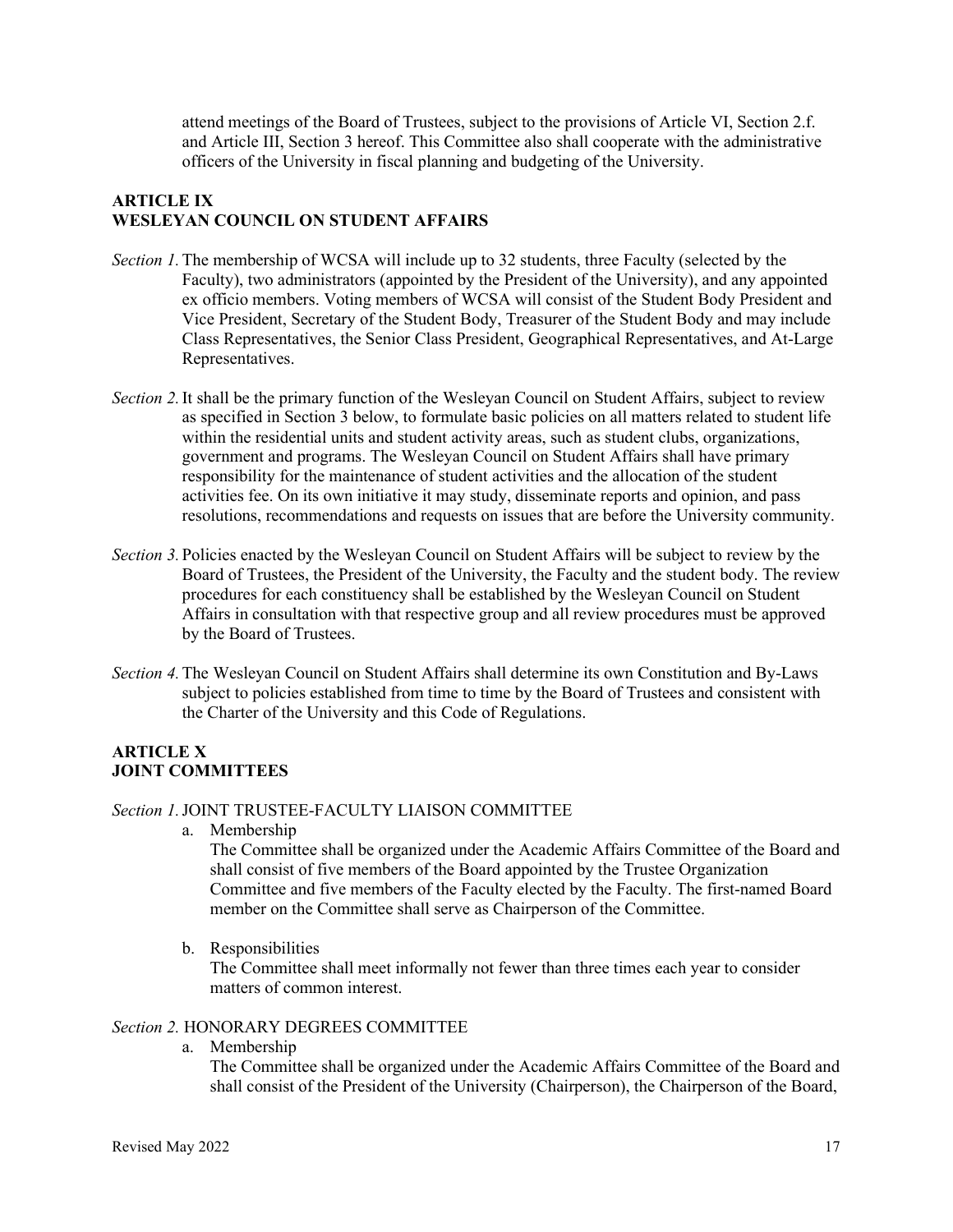attend meetings of the Board of Trustees, subject to the provisions of Article VI, Section 2.f. and Article III, Section 3 hereof. This Committee also shall cooperate with the administrative officers of the University in fiscal planning and budgeting of the University.

## ARTICLE IX
## WESLEYAN COUNCIL ON STUDENT AFFAIRS

*Section 1.* The membership of WCSA will include up to 32 students, three Faculty (selected by the Faculty), two administrators (appointed by the President of the University), and any appointed ex officio members. Voting members of WCSA will consist of the Student Body President and Vice President, Secretary of the Student Body, Treasurer of the Student Body and may include Class Representatives, the Senior Class President, Geographical Representatives, and At-Large Representatives.

*Section 2.* It shall be the primary function of the Wesleyan Council on Student Affairs, subject to review as specified in Section 3 below, to formulate basic policies on all matters related to student life within the residential units and student activity areas, such as student clubs, organizations, government and programs. The Wesleyan Council on Student Affairs shall have primary responsibility for the maintenance of student activities and the allocation of the student activities fee. On its own initiative it may study, disseminate reports and opinion, and pass resolutions, recommendations and requests on issues that are before the University community.

*Section 3.* Policies enacted by the Wesleyan Council on Student Affairs will be subject to review by the Board of Trustees, the President of the University, the Faculty and the student body. The review procedures for each constituency shall be established by the Wesleyan Council on Student Affairs in consultation with that respective group and all review procedures must be approved by the Board of Trustees.

*Section 4.* The Wesleyan Council on Student Affairs shall determine its own Constitution and By-Laws subject to policies established from time to time by the Board of Trustees and consistent with the Charter of the University and this Code of Regulations.

## ARTICLE X
## JOINT COMMITTEES

*Section 1.* JOINT TRUSTEE-FACULTY LIAISON COMMITTEE

a. Membership

   The Committee shall be organized under the Academic Affairs Committee of the Board and shall consist of five members of the Board appointed by the Trustee Organization Committee and five members of the Faculty elected by the Faculty. The first-named Board member on the Committee shall serve as Chairperson of the Committee.

b. Responsibilities

   The Committee shall meet informally not fewer than three times each year to consider matters of common interest.

*Section 2.* HONORARY DEGREES COMMITTEE

a. Membership

   The Committee shall be organized under the Academic Affairs Committee of the Board and shall consist of the President of the University (Chairperson), the Chairperson of the Board,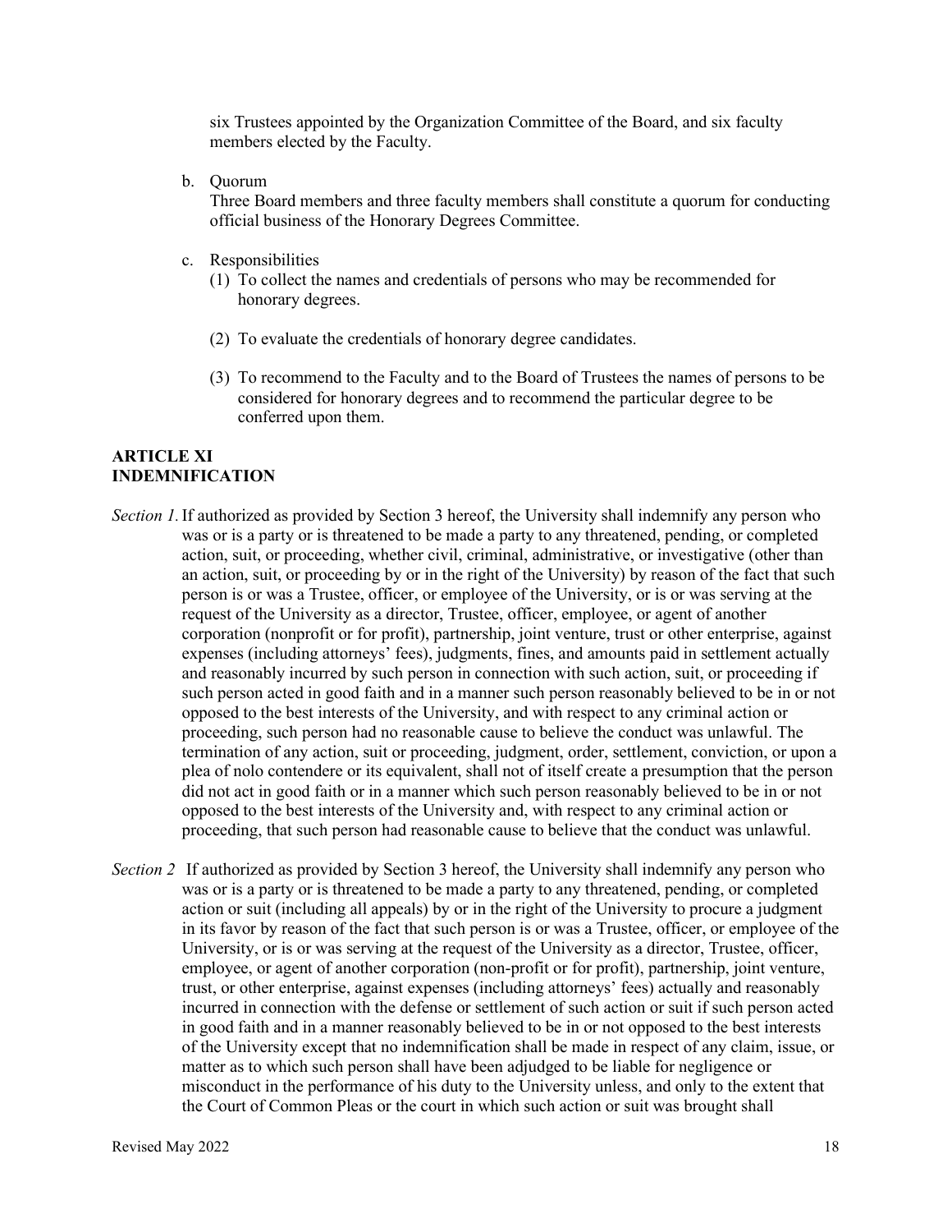six Trustees appointed by the Organization Committee of the Board, and six faculty members elected by the Faculty.

b. Quorum
   Three Board members and three faculty members shall constitute a quorum for conducting official business of the Honorary Degrees Committee.

c. Responsibilities
   (1) To collect the names and credentials of persons who may be recommended for honorary degrees.

   (2) To evaluate the credentials of honorary degree candidates.

   (3) To recommend to the Faculty and to the Board of Trustees the names of persons to be considered for honorary degrees and to recommend the particular degree to be conferred upon them.

## ARTICLE XI
## INDEMNIFICATION

*Section 1.* If authorized as provided by Section 3 hereof, the University shall indemnify any person who was or is a party or is threatened to be made a party to any threatened, pending, or completed action, suit, or proceeding, whether civil, criminal, administrative, or investigative (other than an action, suit, or proceeding by or in the right of the University) by reason of the fact that such person is or was a Trustee, officer, or employee of the University, or is or was serving at the request of the University as a director, Trustee, officer, employee, or agent of another corporation (nonprofit or for profit), partnership, joint venture, trust or other enterprise, against expenses (including attorneys' fees), judgments, fines, and amounts paid in settlement actually and reasonably incurred by such person in connection with such action, suit, or proceeding if such person acted in good faith and in a manner such person reasonably believed to be in or not opposed to the best interests of the University, and with respect to any criminal action or proceeding, such person had no reasonable cause to believe the conduct was unlawful. The termination of any action, suit or proceeding, judgment, order, settlement, conviction, or upon a plea of nolo contendere or its equivalent, shall not of itself create a presumption that the person did not act in good faith or in a manner which such person reasonably believed to be in or not opposed to the best interests of the University and, with respect to any criminal action or proceeding, that such person had reasonable cause to believe that the conduct was unlawful.

*Section 2* If authorized as provided by Section 3 hereof, the University shall indemnify any person who was or is a party or is threatened to be made a party to any threatened, pending, or completed action or suit (including all appeals) by or in the right of the University to procure a judgment in its favor by reason of the fact that such person is or was a Trustee, officer, or employee of the University, or is or was serving at the request of the University as a director, Trustee, officer, employee, or agent of another corporation (non-profit or for profit), partnership, joint venture, trust, or other enterprise, against expenses (including attorneys' fees) actually and reasonably incurred in connection with the defense or settlement of such action or suit if such person acted in good faith and in a manner reasonably believed to be in or not opposed to the best interests of the University except that no indemnification shall be made in respect of any claim, issue, or matter as to which such person shall have been adjudged to be liable for negligence or misconduct in the performance of his duty to the University unless, and only to the extent that the Court of Common Pleas or the court in which such action or suit was brought shall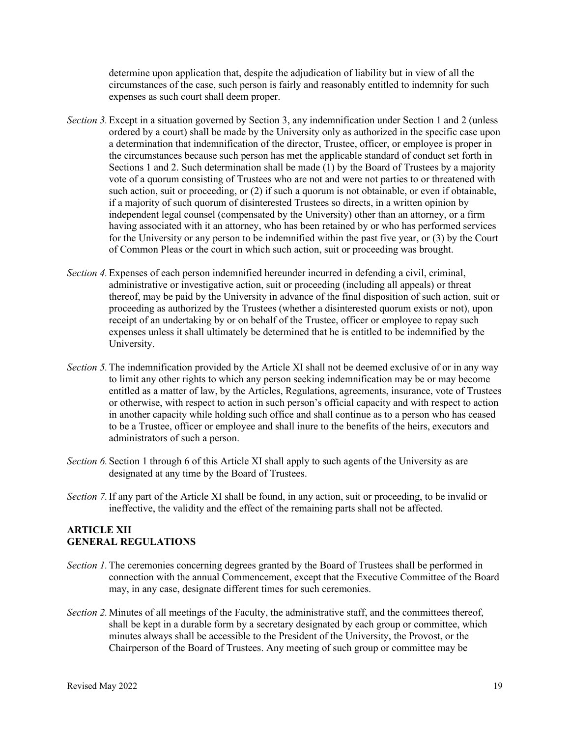determine upon application that, despite the adjudication of liability but in view of all the circumstances of the case, such person is fairly and reasonably entitled to indemnity for such expenses as such court shall deem proper.

*Section 3.* Except in a situation governed by Section 3, any indemnification under Section 1 and 2 (unless ordered by a court) shall be made by the University only as authorized in the specific case upon a determination that indemnification of the director, Trustee, officer, or employee is proper in the circumstances because such person has met the applicable standard of conduct set forth in Sections 1 and 2. Such determination shall be made (1) by the Board of Trustees by a majority vote of a quorum consisting of Trustees who are not and were not parties to or threatened with such action, suit or proceeding, or (2) if such a quorum is not obtainable, or even if obtainable, if a majority of such quorum of disinterested Trustees so directs, in a written opinion by independent legal counsel (compensated by the University) other than an attorney, or a firm having associated with it an attorney, who has been retained by or who has performed services for the University or any person to be indemnified within the past five year, or (3) by the Court of Common Pleas or the court in which such action, suit or proceeding was brought.

*Section 4.* Expenses of each person indemnified hereunder incurred in defending a civil, criminal, administrative or investigative action, suit or proceeding (including all appeals) or threat thereof, may be paid by the University in advance of the final disposition of such action, suit or proceeding as authorized by the Trustees (whether a disinterested quorum exists or not), upon receipt of an undertaking by or on behalf of the Trustee, officer or employee to repay such expenses unless it shall ultimately be determined that he is entitled to be indemnified by the University.

*Section 5.* The indemnification provided by the Article XI shall not be deemed exclusive of or in any way to limit any other rights to which any person seeking indemnification may be or may become entitled as a matter of law, by the Articles, Regulations, agreements, insurance, vote of Trustees or otherwise, with respect to action in such person's official capacity and with respect to action in another capacity while holding such office and shall continue as to a person who has ceased to be a Trustee, officer or employee and shall inure to the benefits of the heirs, executors and administrators of such a person.

*Section 6.* Section 1 through 6 of this Article XI shall apply to such agents of the University as are designated at any time by the Board of Trustees.

*Section 7.* If any part of the Article XI shall be found, in any action, suit or proceeding, to be invalid or ineffective, the validity and the effect of the remaining parts shall not be affected.

**ARTICLE XII**
**GENERAL REGULATIONS**

*Section 1.* The ceremonies concerning degrees granted by the Board of Trustees shall be performed in connection with the annual Commencement, except that the Executive Committee of the Board may, in any case, designate different times for such ceremonies.

*Section 2.* Minutes of all meetings of the Faculty, the administrative staff, and the committees thereof, shall be kept in a durable form by a secretary designated by each group or committee, which minutes always shall be accessible to the President of the University, the Provost, or the Chairperson of the Board of Trustees. Any meeting of such group or committee may be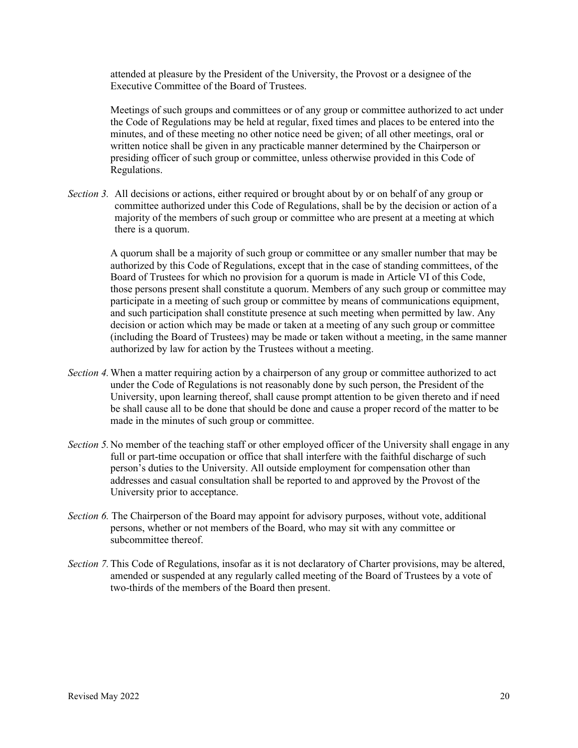attended at pleasure by the President of the University, the Provost or a designee of the Executive Committee of the Board of Trustees.

Meetings of such groups and committees or of any group or committee authorized to act under the Code of Regulations may be held at regular, fixed times and places to be entered into the minutes, and of these meeting no other notice need be given; of all other meetings, oral or written notice shall be given in any practicable manner determined by the Chairperson or presiding officer of such group or committee, unless otherwise provided in this Code of Regulations.

*Section 3.* All decisions or actions, either required or brought about by or on behalf of any group or committee authorized under this Code of Regulations, shall be by the decision or action of a majority of the members of such group or committee who are present at a meeting at which there is a quorum.

A quorum shall be a majority of such group or committee or any smaller number that may be authorized by this Code of Regulations, except that in the case of standing committees, of the Board of Trustees for which no provision for a quorum is made in Article VI of this Code, those persons present shall constitute a quorum. Members of any such group or committee may participate in a meeting of such group or committee by means of communications equipment, and such participation shall constitute presence at such meeting when permitted by law. Any decision or action which may be made or taken at a meeting of any such group or committee (including the Board of Trustees) may be made or taken without a meeting, in the same manner authorized by law for action by the Trustees without a meeting.

*Section 4.* When a matter requiring action by a chairperson of any group or committee authorized to act under the Code of Regulations is not reasonably done by such person, the President of the University, upon learning thereof, shall cause prompt attention to be given thereto and if need be shall cause all to be done that should be done and cause a proper record of the matter to be made in the minutes of such group or committee.

*Section 5.* No member of the teaching staff or other employed officer of the University shall engage in any full or part-time occupation or office that shall interfere with the faithful discharge of such person's duties to the University. All outside employment for compensation other than addresses and casual consultation shall be reported to and approved by the Provost of the University prior to acceptance.

*Section 6.* The Chairperson of the Board may appoint for advisory purposes, without vote, additional persons, whether or not members of the Board, who may sit with any committee or subcommittee thereof.

*Section 7.* This Code of Regulations, insofar as it is not declaratory of Charter provisions, may be altered, amended or suspended at any regularly called meeting of the Board of Trustees by a vote of two-thirds of the members of the Board then present.